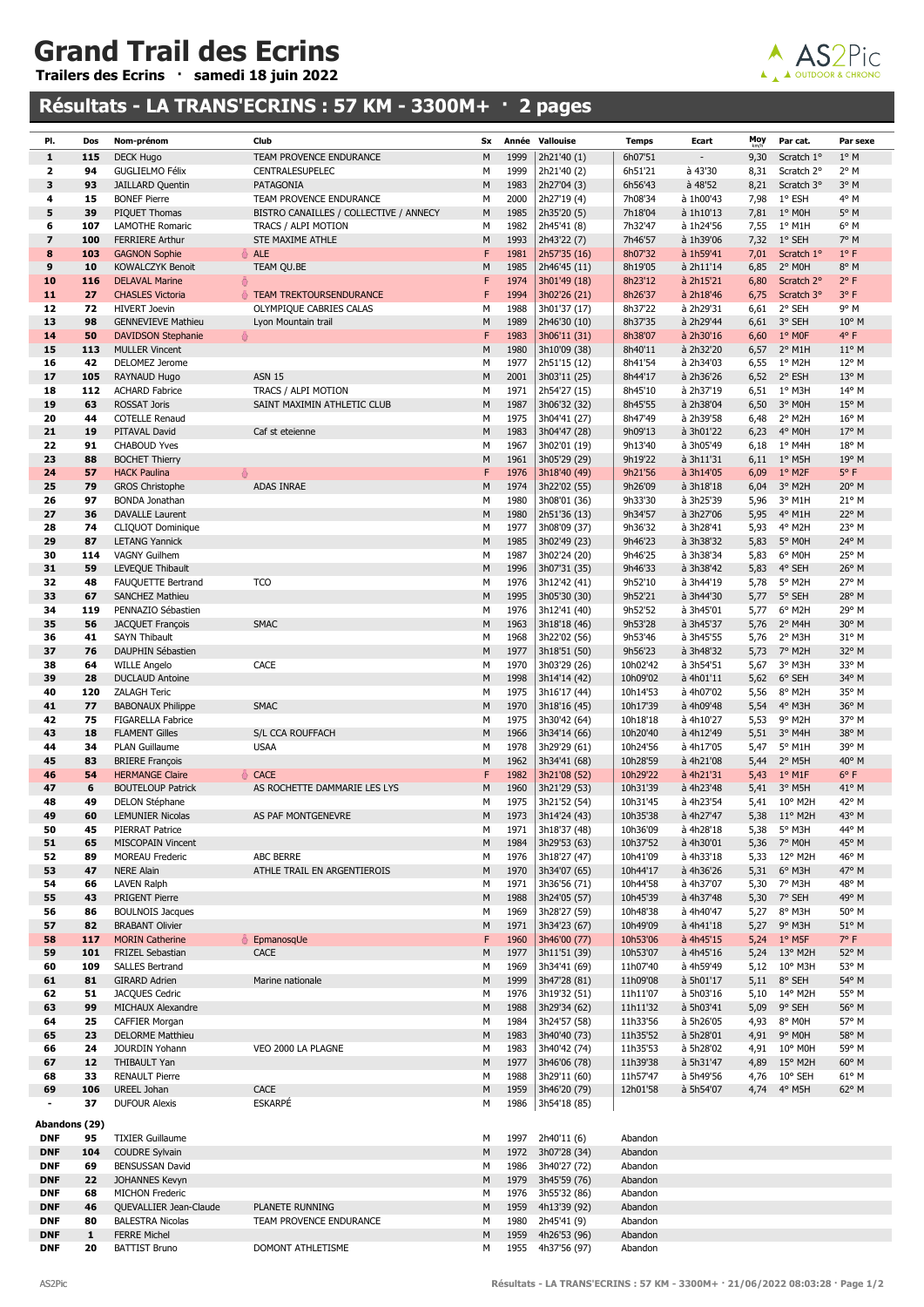# Grand Trail des Ecrins

**Trailers des Ecrins · samedi 18 juin 2022**

## Résultats - LA TRANS'ECRINS : 57 KM - 3300M+ · 2 pages

| Pl. | Dos | Nom-prénom | Club | Sx | Année | Vallouise | Temps | Ecart | Moy | Par cat. | Par sexe |
|---|---|---|---|---|---|---|---|---|---|---|---|
| 1 | 115 | DECK Hugo | TEAM PROVENCE ENDURANCE | M | 1999 | 2h21'40 (1) | 6h07'51 | - | 9,30 | Scratch 1° | 1° M |
| 2 | 94 | GUGLIELMO Félix | CENTRALESUPELEC | M | 1999 | 2h21'40 (2) | 6h51'21 | à 43'30 | 8,31 | Scratch 2° | 2° M |
| 3 | 93 | JAILLARD Quentin | PATAGONIA | M | 1983 | 2h27'04 (3) | 6h56'43 | à 48'52 | 8,21 | Scratch 3° | 3° M |
| 4 | 15 | BONEF Pierre | TEAM PROVENCE ENDURANCE | M | 2000 | 2h27'19 (4) | 7h08'34 | à 1h00'43 | 7,98 | 1° ESH | 4° M |
| 5 | 39 | PIQUET Thomas | BISTRO CANAILLES / COLLECTIVE / ANNECY | M | 1985 | 2h35'20 (5) | 7h18'04 | à 1h10'13 | 7,81 | 1° M0H | 5° M |
| 6 | 107 | LAMOTHE Romaric | TRACS / ALPI MOTION | M | 1982 | 2h45'41 (8) | 7h32'47 | à 1h24'56 | 7,55 | 1° M1H | 6° M |
| 7 | 100 | FERRIERE Arthur | STE MAXIME ATHLE | M | 1993 | 2h43'22 (7) | 7h46'57 | à 1h39'06 | 7,32 | 1° SEH | 7° M |
| 8 | 103 | GAGNON Sophie | ALE | F | 1981 | 2h57'35 (16) | 8h07'32 | à 1h59'41 | 7,01 | Scratch 1° | 1° F |
| 9 | 10 | KOWALCZYK Benoit | TEAM QU.BE | M | 1985 | 2h46'45 (11) | 8h19'05 | à 2h11'14 | 6,85 | 2° M0H | 8° M |
| 10 | 116 | DELAVAL Marine | | F | 1974 | 3h01'49 (18) | 8h23'12 | à 2h15'21 | 6,80 | Scratch 2° | 2° F |
| 11 | 27 | CHASLES Victoria | TEAM TREKTOURSENDURANCE | F | 1994 | 3h02'26 (21) | 8h26'37 | à 2h18'46 | 6,75 | Scratch 3° | 3° F |
| 12 | 72 | HIVERT Joevin | OLYMPIQUE CABRIES CALAS | M | 1988 | 3h01'37 (17) | 8h37'22 | à 2h29'31 | 6,61 | 2° SEH | 9° M |
| 13 | 98 | GENNEVIEVE Mathieu | Lyon Mountain trail | M | 1989 | 2h46'30 (10) | 8h37'35 | à 2h29'44 | 6,61 | 3° SEH | 10° M |
| 14 | 50 | DAVIDSON Stephanie | | F | 1983 | 3h06'11 (31) | 8h38'07 | à 2h30'16 | 6,60 | 1° M0F | 4° F |
| 15 | 113 | MULLER Vincent | | M | 1980 | 3h10'09 (38) | 8h40'11 | à 2h32'20 | 6,57 | 2° M1H | 11° M |
| 16 | 42 | DELOMEZ Jerome | | M | 1977 | 2h51'15 (12) | 8h41'54 | à 2h34'03 | 6,55 | 1° M2H | 12° M |
| 17 | 105 | RAYNAUD Hugo | ASN 15 | M | 2001 | 3h03'11 (25) | 8h44'17 | à 2h36'26 | 6,52 | 2° ESH | 13° M |
| 18 | 112 | ACHARD Fabrice | TRACS / ALPI MOTION | M | 1971 | 2h54'27 (15) | 8h45'10 | à 2h37'19 | 6,51 | 1° M3H | 14° M |
| 19 | 63 | ROSSAT Joris | SAINT MAXIMIN ATHLETIC CLUB | M | 1987 | 3h06'32 (32) | 8h45'55 | à 2h38'04 | 6,50 | 3° M0H | 15° M |
| 20 | 44 | COTELLE Renaud | | M | 1975 | 3h04'41 (27) | 8h47'49 | à 2h39'58 | 6,48 | 2° M2H | 16° M |
| 21 | 19 | PITAVAL David | Caf st eteienne | M | 1983 | 3h04'47 (28) | 9h09'13 | à 3h01'22 | 6,23 | 4° M0H | 17° M |
| 22 | 91 | CHABOUD Yves | | M | 1967 | 3h02'01 (19) | 9h13'40 | à 3h05'49 | 6,18 | 1° M4H | 18° M |
| 23 | 88 | BOCHET Thierry | | M | 1961 | 3h05'29 (29) | 9h19'22 | à 3h11'31 | 6,11 | 1° M5H | 19° M |
| 24 | 57 | HACK Paulina | | F | 1976 | 3h18'40 (49) | 9h21'56 | à 3h14'05 | 6,09 | 1° M2F | 5° F |
| 25 | 79 | GROS Christophe | ADAS INRAE | M | 1974 | 3h22'02 (55) | 9h26'09 | à 3h18'18 | 6,04 | 3° M2H | 20° M |
| 26 | 97 | BONDA Jonathan | | M | 1980 | 3h08'01 (36) | 9h33'30 | à 3h25'39 | 5,96 | 3° M1H | 21° M |
| 27 | 36 | DAVALLE Laurent | | M | 1980 | 2h51'36 (13) | 9h34'57 | à 3h27'06 | 5,95 | 4° M1H | 22° M |
| 28 | 74 | CLIQUOT Dominique | | M | 1977 | 3h08'09 (37) | 9h36'32 | à 3h28'41 | 5,93 | 4° M2H | 23° M |
| 29 | 87 | LETANG Yannick | | M | 1985 | 3h02'49 (23) | 9h46'23 | à 3h38'32 | 5,83 | 5° M0H | 24° M |
| 30 | 114 | VAGNY Guilhem | | M | 1987 | 3h02'24 (20) | 9h46'25 | à 3h38'34 | 5,83 | 6° M0H | 25° M |
| 31 | 59 | LEVEQUE Thibault | | M | 1996 | 3h07'31 (35) | 9h46'33 | à 3h38'42 | 5,83 | 4° SEH | 26° M |
| 32 | 48 | FAUQUETTE Bertrand | TCO | M | 1976 | 3h12'42 (41) | 9h52'10 | à 3h44'19 | 5,78 | 5° M2H | 27° M |
| 33 | 67 | SANCHEZ Mathieu | | M | 1995 | 3h05'30 (30) | 9h52'21 | à 3h44'30 | 5,77 | 5° SEH | 28° M |
| 34 | 119 | PENNAZIO Sébastien | | M | 1976 | 3h12'41 (40) | 9h52'52 | à 3h45'01 | 5,77 | 6° M2H | 29° M |
| 35 | 56 | JACQUET François | SMAC | M | 1963 | 3h18'18 (46) | 9h53'28 | à 3h45'37 | 5,76 | 2° M4H | 30° M |
| 36 | 41 | SAYN Thibault | | M | 1968 | 3h22'02 (56) | 9h53'46 | à 3h45'55 | 5,76 | 2° M3H | 31° M |
| 37 | 76 | DAUPHIN Sébastien | | M | 1977 | 3h18'51 (50) | 9h56'23 | à 3h48'32 | 5,73 | 7° M2H | 32° M |
| 38 | 64 | WILLE Angelo | CACE | M | 1970 | 3h03'29 (26) | 10h02'42 | à 3h54'51 | 5,67 | 3° M3H | 33° M |
| 39 | 28 | DUCLAUD Antoine | | M | 1998 | 3h14'14 (42) | 10h09'02 | à 4h01'11 | 5,62 | 6° SEH | 34° M |
| 40 | 120 | ZALAGH Teric | | M | 1975 | 3h16'17 (44) | 10h14'53 | à 4h07'02 | 5,56 | 8° M2H | 35° M |
| 41 | 77 | BABONAUX Philippe | SMAC | M | 1970 | 3h18'16 (45) | 10h17'39 | à 4h09'48 | 5,54 | 4° M3H | 36° M |
| 42 | 75 | FIGARELLA Fabrice | | M | 1975 | 3h30'42 (64) | 10h18'18 | à 4h10'27 | 5,53 | 9° M2H | 37° M |
| 43 | 18 | FLAMENT Gilles | S/L CCA ROUFFACH | M | 1966 | 3h34'14 (66) | 10h20'40 | à 4h12'49 | 5,51 | 3° M4H | 38° M |
| 44 | 34 | PLAN Guillaume | USAA | M | 1978 | 3h29'29 (61) | 10h24'56 | à 4h17'05 | 5,47 | 5° M1H | 39° M |
| 45 | 83 | BRIERE François | | M | 1962 | 3h34'41 (68) | 10h28'59 | à 4h21'08 | 5,44 | 2° M5H | 40° M |
| 46 | 54 | HERMANGE Claire | CACE | F | 1982 | 3h21'08 (52) | 10h29'22 | à 4h21'31 | 5,43 | 1° M1F | 6° F |
| 47 | 6 | BOUTELOUP Patrick | AS ROCHETTE DAMMARIE LES LYS | M | 1960 | 3h21'29 (53) | 10h31'39 | à 4h23'48 | 5,41 | 3° M5H | 41° M |
| 48 | 49 | DELON Stéphane | | M | 1975 | 3h21'52 (54) | 10h31'45 | à 4h23'54 | 5,41 | 10° M2H | 42° M |
| 49 | 60 | LEMUNIER Nicolas | AS PAF MONTGENEVRE | M | 1973 | 3h14'24 (43) | 10h35'38 | à 4h27'47 | 5,38 | 11° M2H | 43° M |
| 50 | 45 | PIERRAT Patrice | | M | 1971 | 3h18'37 (48) | 10h36'09 | à 4h28'18 | 5,38 | 5° M3H | 44° M |
| 51 | 65 | MISCOPAIN Vincent | | M | 1984 | 3h29'53 (63) | 10h37'52 | à 4h30'01 | 5,36 | 7° M0H | 45° M |
| 52 | 89 | MOREAU Frederic | ABC BERRE | M | 1976 | 3h18'27 (47) | 10h41'09 | à 4h33'18 | 5,33 | 12° M2H | 46° M |
| 53 | 47 | NERE Alain | ATHLE TRAIL EN ARGENTIEROIS | M | 1970 | 3h34'07 (65) | 10h44'17 | à 4h36'26 | 5,31 | 6° M3H | 47° M |
| 54 | 66 | LAVEN Ralph | | M | 1971 | 3h36'56 (71) | 10h44'58 | à 4h37'07 | 5,30 | 7° M3H | 48° M |
| 55 | 43 | PRIGENT Pierre | | M | 1988 | 3h24'05 (57) | 10h45'39 | à 4h37'48 | 5,30 | 7° SEH | 49° M |
| 56 | 86 | BOULNOIS Jacques | | M | 1969 | 3h28'27 (59) | 10h48'38 | à 4h40'47 | 5,27 | 8° M3H | 50° M |
| 57 | 82 | BRABANT Olivier | | M | 1971 | 3h34'23 (67) | 10h49'09 | à 4h41'18 | 5,27 | 9° M3H | 51° M |
| 58 | 117 | MORIN Catherine | EpmanosqUe | F | 1960 | 3h46'00 (77) | 10h53'06 | à 4h45'15 | 5,24 | 1° M5F | 7° F |
| 59 | 101 | FRIZEL Sebastian | CACE | M | 1977 | 3h11'51 (39) | 10h53'07 | à 4h45'16 | 5,24 | 13° M2H | 52° M |
| 60 | 109 | SALLES Bertrand | | M | 1969 | 3h34'41 (69) | 11h07'40 | à 4h59'49 | 5,12 | 10° M3H | 53° M |
| 61 | 81 | GIRARD Adrien | Marine nationale | M | 1999 | 3h47'28 (81) | 11h09'08 | à 5h01'17 | 5,11 | 8° SEH | 54° M |
| 62 | 51 | JACQUES Cedric | | M | 1976 | 3h19'32 (51) | 11h11'07 | à 5h03'16 | 5,10 | 14° M2H | 55° M |
| 63 | 99 | MICHAUX Alexandre | | M | 1988 | 3h29'34 (62) | 11h11'32 | à 5h03'41 | 5,09 | 9° SEH | 56° M |
| 64 | 25 | CAFFIER Morgan | | M | 1984 | 3h24'57 (58) | 11h33'56 | à 5h26'05 | 4,93 | 8° M0H | 57° M |
| 65 | 23 | DELORME Matthieu | | M | 1983 | 3h40'40 (73) | 11h35'52 | à 5h28'01 | 4,91 | 9° M0H | 58° M |
| 66 | 24 | JOURDIN Yohann | VEO 2000 LA PLAGNE | M | 1983 | 3h40'42 (74) | 11h35'53 | à 5h28'02 | 4,91 | 10° M0H | 59° M |
| 67 | 12 | THIBAULT Yan | | M | 1977 | 3h46'06 (78) | 11h39'38 | à 5h31'47 | 4,89 | 15° M2H | 60° M |
| 68 | 33 | RENAULT Pierre | | M | 1988 | 3h29'11 (60) | 11h57'47 | à 5h49'56 | 4,76 | 10° SEH | 61° M |
| 69 | 106 | UREEL Johan | CACE | M | 1959 | 3h46'20 (79) | 12h01'58 | à 5h54'07 | 4,74 | 4° M5H | 62° M |
| - | 37 | DUFOUR Alexis | ESKARPÉ | M | 1986 | 3h54'18 (85) | | | | | |

**Abandons (29)**

| Pl. | Dos | Nom-prénom | Club | Sx | Année | Vallouise | Temps |
|---|---|---|---|---|---|---|---|
| DNF | 95 | TIXIER Guillaume | | M | 1997 | 2h40'11 (6) | Abandon |
| DNF | 104 | COUDRE Sylvain | | M | 1972 | 3h07'28 (34) | Abandon |
| DNF | 69 | BENSUSSAN David | | M | 1986 | 3h40'27 (72) | Abandon |
| DNF | 22 | JOHANNES Kevyn | | M | 1979 | 3h45'59 (76) | Abandon |
| DNF | 68 | MICHON Frederic | | M | 1976 | 3h55'32 (86) | Abandon |
| DNF | 46 | QUEVALLIER Jean-Claude | PLANETE RUNNING | M | 1959 | 4h13'39 (92) | Abandon |
| DNF | 80 | BALESTRA Nicolas | TEAM PROVENCE ENDURANCE | M | 1980 | 2h45'41 (9) | Abandon |
| DNF | 1 | FERRE Michel | | M | 1959 | 4h26'53 (96) | Abandon |
| DNF | 20 | BATTIST Bruno | DOMONT ATHLETISME | M | 1955 | 4h37'56 (97) | Abandon |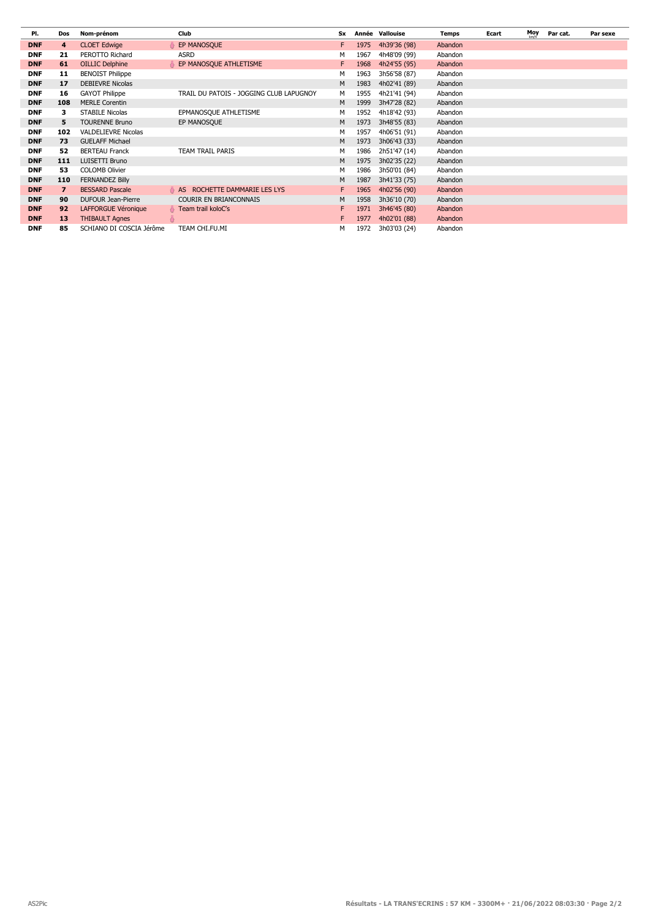| Pl. | Dos | Nom-prénom | Club | Sx | Année | Vallouise | Temps | Ecart | Moy km/h | Par cat. | Par sexe |
|---|---|---|---|---|---|---|---|---|---|---|---|
| DNF | 4 | CLOET Edwige | EP MANOSQUE | F | 1975 | 4h39'36 (98) | Abandon | | | | |
| DNF | 21 | PEROTTO Richard | ASRD | M | 1967 | 4h48'09 (99) | Abandon | | | | |
| DNF | 61 | OILLIC Delphine | EP MANOSQUE ATHLETISME | F | 1968 | 4h24'55 (95) | Abandon | | | | |
| DNF | 11 | BENOIST Philippe | | M | 1963 | 3h56'58 (87) | Abandon | | | | |
| DNF | 17 | DEBIEVRE Nicolas | | M | 1983 | 4h02'41 (89) | Abandon | | | | |
| DNF | 16 | GAYOT Philippe | TRAIL DU PATOIS - JOGGING CLUB LAPUGNOY | M | 1955 | 4h21'41 (94) | Abandon | | | | |
| DNF | 108 | MERLE Corentin | | M | 1999 | 3h47'28 (82) | Abandon | | | | |
| DNF | 3 | STABILE Nicolas | EPMANOSQUE ATHLETISME | M | 1952 | 4h18'42 (93) | Abandon | | | | |
| DNF | 5 | TOURENNE Bruno | EP MANOSQUE | M | 1973 | 3h48'55 (83) | Abandon | | | | |
| DNF | 102 | VALDELIEVRE Nicolas | | M | 1957 | 4h06'51 (91) | Abandon | | | | |
| DNF | 73 | GUELAFF Michael | | M | 1973 | 3h06'43 (33) | Abandon | | | | |
| DNF | 52 | BERTEAU Franck | TEAM TRAIL PARIS | M | 1986 | 2h51'47 (14) | Abandon | | | | |
| DNF | 111 | LUISETTI Bruno | | M | 1975 | 3h02'35 (22) | Abandon | | | | |
| DNF | 53 | COLOMB Olivier | | M | 1986 | 3h50'01 (84) | Abandon | | | | |
| DNF | 110 | FERNANDEZ Billy | | M | 1987 | 3h41'33 (75) | Abandon | | | | |
| DNF | 7 | BESSARD Pascale | AS ROCHETTE DAMMARIE LES LYS | F | 1965 | 4h02'56 (90) | Abandon | | | | |
| DNF | 90 | DUFOUR Jean-Pierre | COURIR EN BRIANCONNAIS | M | 1958 | 3h36'10 (70) | Abandon | | | | |
| DNF | 92 | LAFFORGUE Véronique | Team trail koloC's | F | 1971 | 3h46'45 (80) | Abandon | | | | |
| DNF | 13 | THIBAULT Agnes | | F | 1977 | 4h02'01 (88) | Abandon | | | | |
| DNF | 85 | SCHIANO DI COSCIA Jérôme | TEAM CHI.FU.MI | M | 1972 | 3h03'03 (24) | Abandon | | | | |